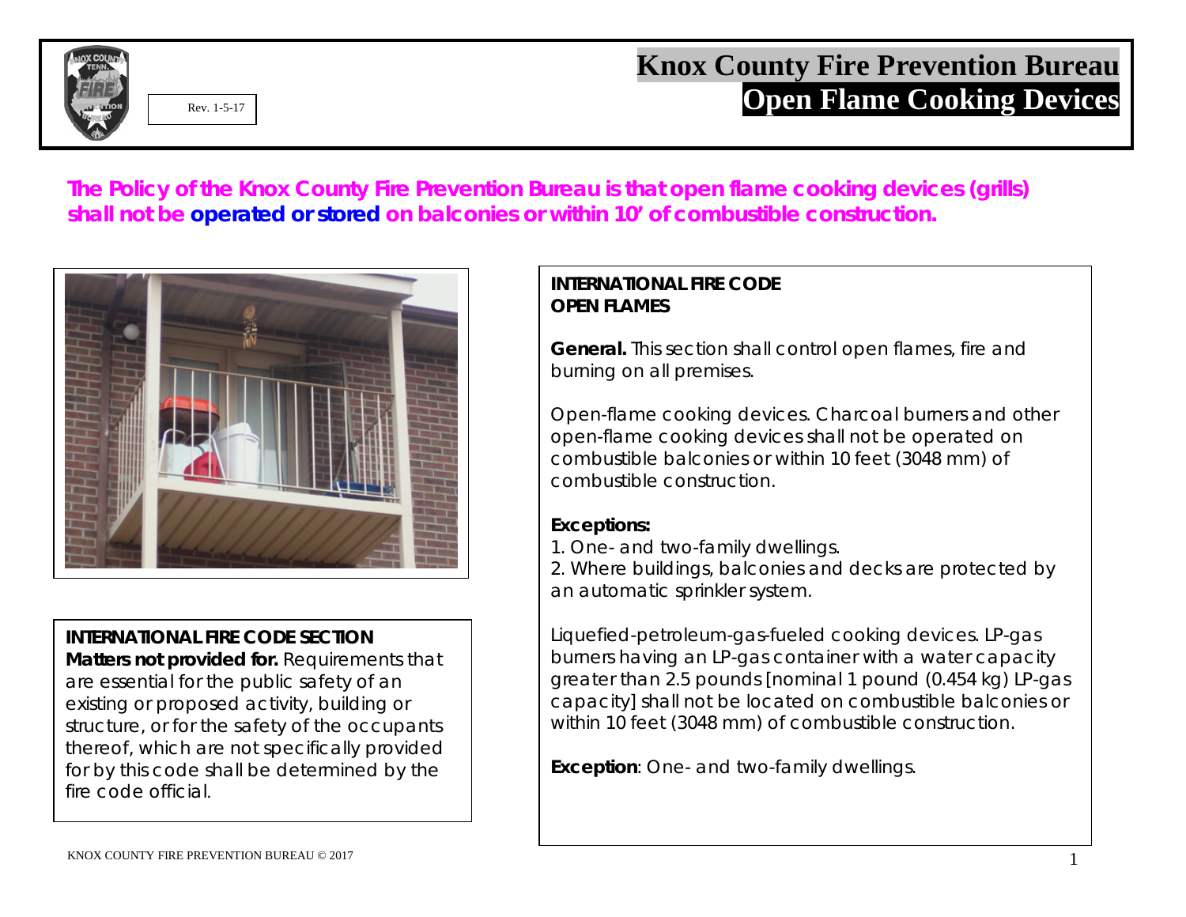Rev. 1-5-17

# Knox County Fire Prevention Bureau
## Open Flame Cooking Devices

**The Policy of the Knox County Fire Prevention Bureau is that open flame cooking devices (grills) shall not be operated or stored on balconies or within 10' of combustible construction.**

**INTERNATIONAL FIRE CODE SECTION**
**Matters not provided for.** Requirements that are essential for the public safety of an existing or proposed activity, building or structure, or for the safety of the occupants thereof, which are not specifically provided for by this code shall be determined by the fire code official.

**INTERNATIONAL FIRE CODE**
**OPEN FLAMES**

**General.** This section shall control open flames, fire and burning on all premises.

Open-flame cooking devices. Charcoal burners and other open-flame cooking devices shall not be operated on combustible balconies or within 10 feet (3048 mm) of combustible construction.

**Exceptions:**
1. One- and two-family dwellings.
2. Where buildings, balconies and decks are protected by an automatic sprinkler system.

Liquefied-petroleum-gas-fueled cooking devices. LP-gas burners having an LP-gas container with a water capacity greater than 2.5 pounds [nominal 1 pound (0.454 kg) LP-gas capacity] shall not be located on combustible balconies or within 10 feet (3048 mm) of combustible construction.

**Exception**: One- and two-family dwellings.

KNOX COUNTY FIRE PREVENTION BUREAU © 2017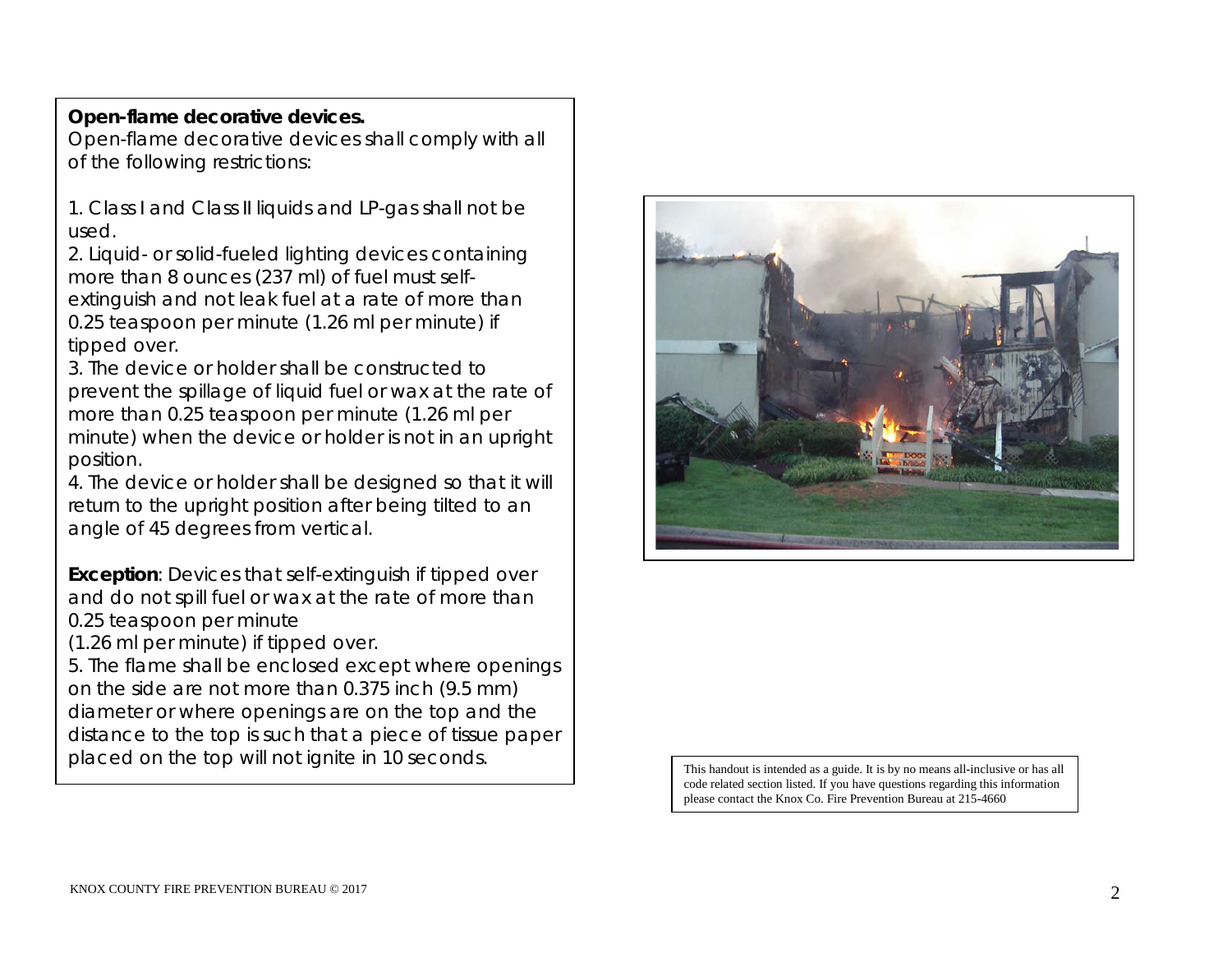**Open-flame decorative devices.**

Open-flame decorative devices shall comply with all of the following restrictions:

1. Class I and Class II liquids and LP-gas shall not be used.
2. Liquid- or solid-fueled lighting devices containing more than 8 ounces (237 ml) of fuel must self-extinguish and not leak fuel at a rate of more than 0.25 teaspoon per minute (1.26 ml per minute) if tipped over.
3. The device or holder shall be constructed to prevent the spillage of liquid fuel or wax at the rate of more than 0.25 teaspoon per minute (1.26 ml per minute) when the device or holder is not in an upright position.
4. The device or holder shall be designed so that it will return to the upright position after being tilted to an angle of 45 degrees from vertical.

**Exception**: Devices that self-extinguish if tipped over and do not spill fuel or wax at the rate of more than 0.25 teaspoon per minute (1.26 ml per minute) if tipped over.

5. The flame shall be enclosed except where openings on the side are not more than 0.375 inch (9.5 mm) diameter or where openings are on the top and the distance to the top is such that a piece of tissue paper placed on the top will not ignite in 10 seconds.

This handout is intended as a guide. It is by no means all-inclusive or has all code related section listed. If you have questions regarding this information please contact the Knox Co. Fire Prevention Bureau at 215-4660

KNOX COUNTY FIRE PREVENTION BUREAU © 2017